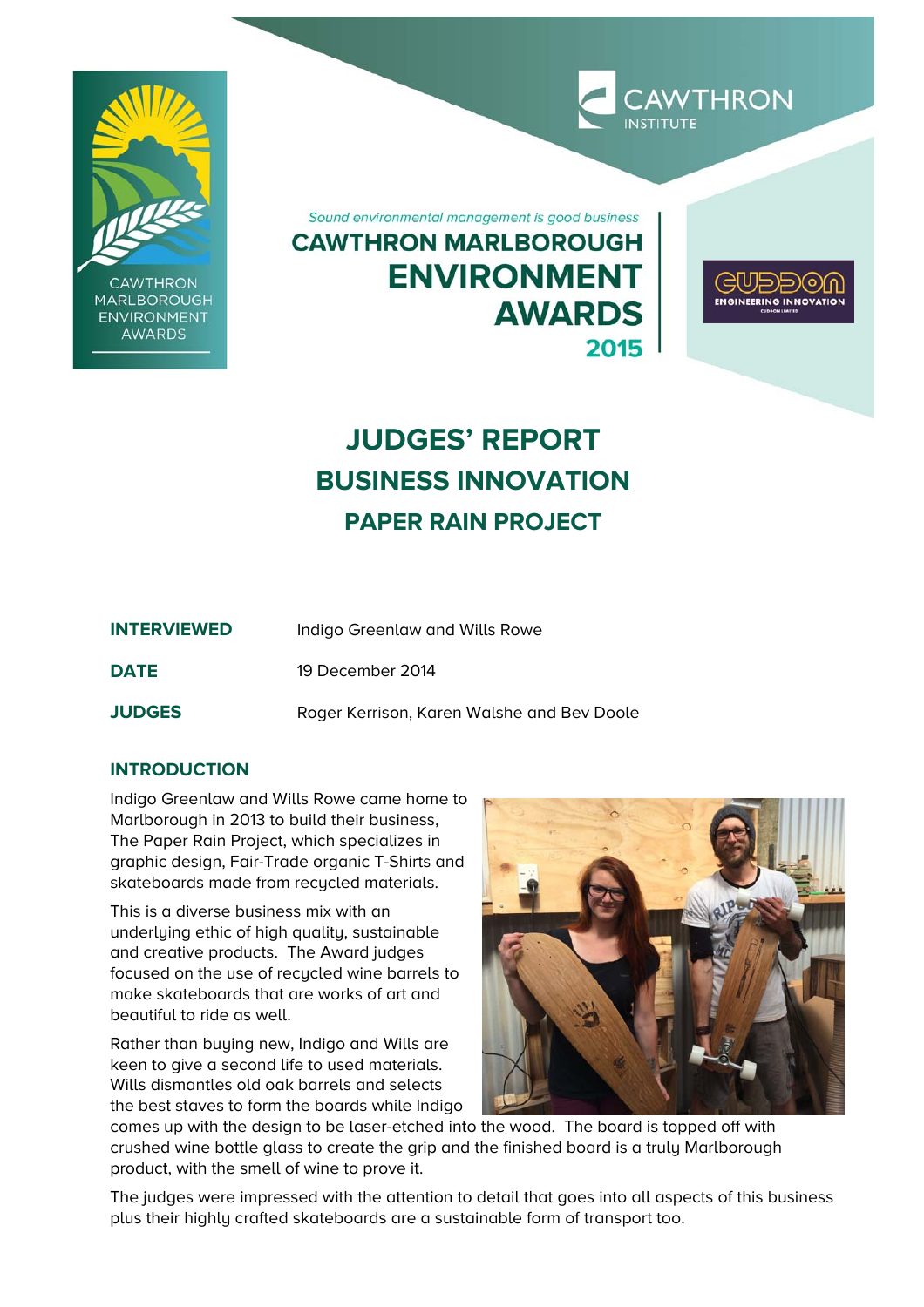*Sound environmental management is good business*

# CAWTHRON MARLBOROUGH ENVIRONMENT AWARDS 2015

# JUDGES' REPORT

## BUSINESS INNOVATION

## PAPER RAIN PROJECT

| | |
|---|---|
| **INTERVIEWED** | Indigo Greenlaw and Wills Rowe |
| **DATE** | 19 December 2014 |
| **JUDGES** | Roger Kerrison, Karen Walshe and Bev Doole |

### INTRODUCTION

Indigo Greenlaw and Wills Rowe came home to Marlborough in 2013 to build their business, The Paper Rain Project, which specializes in graphic design, Fair-Trade organic T-Shirts and skateboards made from recycled materials.

This is a diverse business mix with an underlying ethic of high quality, sustainable and creative products. The Award judges focused on the use of recycled wine barrels to make skateboards that are works of art and beautiful to ride as well.

Rather than buying new, Indigo and Wills are keen to give a second life to used materials. Wills dismantles old oak barrels and selects the best staves to form the boards while Indigo comes up with the design to be laser-etched into the wood. The board is topped off with crushed wine bottle glass to create the grip and the finished board is a truly Marlborough product, with the smell of wine to prove it.

The judges were impressed with the attention to detail that goes into all aspects of this business plus their highly crafted skateboards are a sustainable form of transport too.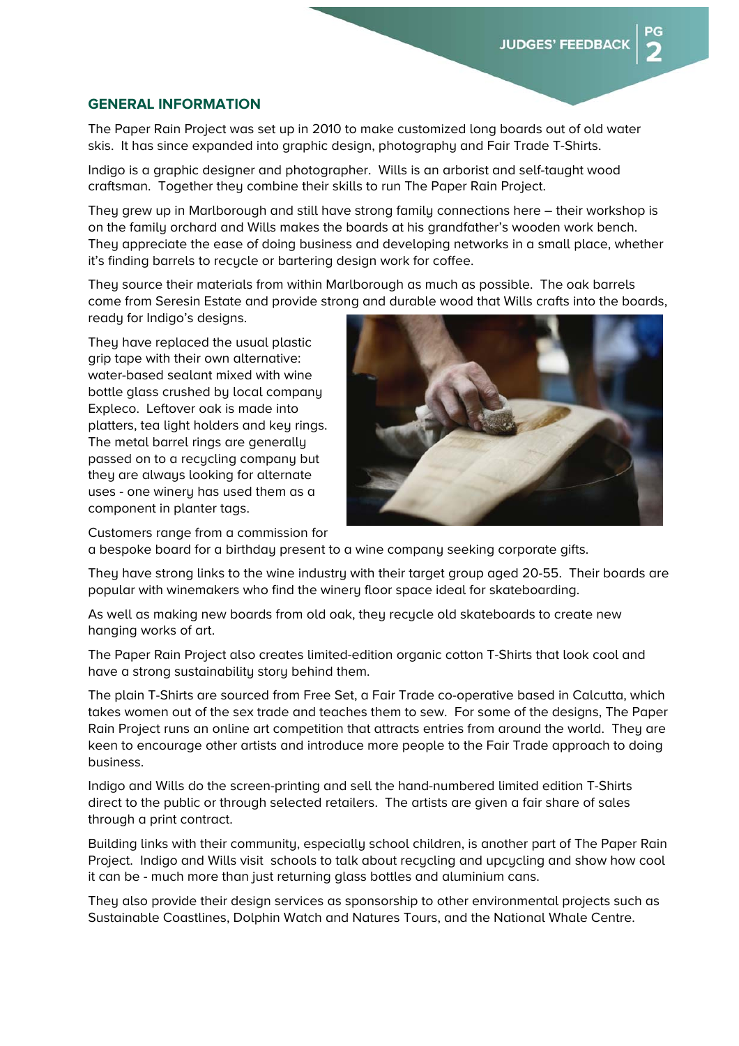## GENERAL INFORMATION

The Paper Rain Project was set up in 2010 to make customized long boards out of old water skis. It has since expanded into graphic design, photography and Fair Trade T-Shirts.

Indigo is a graphic designer and photographer. Wills is an arborist and self-taught wood craftsman. Together they combine their skills to run The Paper Rain Project.

They grew up in Marlborough and still have strong family connections here – their workshop is on the family orchard and Wills makes the boards at his grandfather's wooden work bench. They appreciate the ease of doing business and developing networks in a small place, whether it's finding barrels to recycle or bartering design work for coffee.

They source their materials from within Marlborough as much as possible. The oak barrels come from Seresin Estate and provide strong and durable wood that Wills crafts into the boards, ready for Indigo's designs.

They have replaced the usual plastic grip tape with their own alternative: water-based sealant mixed with wine bottle glass crushed by local company Expleco. Leftover oak is made into platters, tea light holders and key rings. The metal barrel rings are generally passed on to a recycling company but they are always looking for alternate uses - one winery has used them as a component in planter tags.

Customers range from a commission for a bespoke board for a birthday present to a wine company seeking corporate gifts.

They have strong links to the wine industry with their target group aged 20-55. Their boards are popular with winemakers who find the winery floor space ideal for skateboarding.

As well as making new boards from old oak, they recycle old skateboards to create new hanging works of art.

The Paper Rain Project also creates limited-edition organic cotton T-Shirts that look cool and have a strong sustainability story behind them.

The plain T-Shirts are sourced from Free Set, a Fair Trade co-operative based in Calcutta, which takes women out of the sex trade and teaches them to sew. For some of the designs, The Paper Rain Project runs an online art competition that attracts entries from around the world. They are keen to encourage other artists and introduce more people to the Fair Trade approach to doing business.

Indigo and Wills do the screen-printing and sell the hand-numbered limited edition T-Shirts direct to the public or through selected retailers. The artists are given a fair share of sales through a print contract.

Building links with their community, especially school children, is another part of The Paper Rain Project. Indigo and Wills visit schools to talk about recycling and upcycling and show how cool it can be - much more than just returning glass bottles and aluminium cans.

They also provide their design services as sponsorship to other environmental projects such as Sustainable Coastlines, Dolphin Watch and Natures Tours, and the National Whale Centre.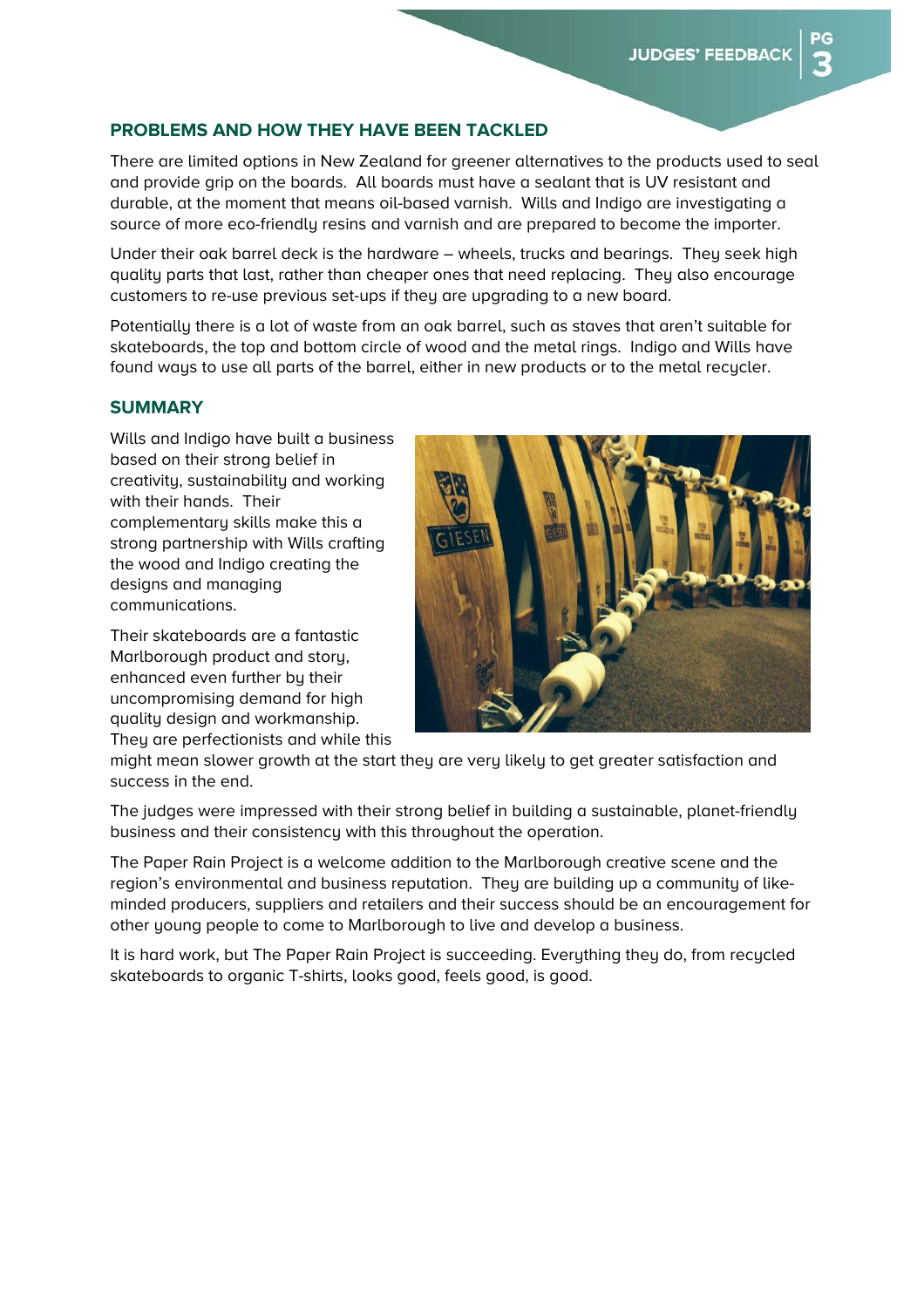## PROBLEMS AND HOW THEY HAVE BEEN TACKLED

There are limited options in New Zealand for greener alternatives to the products used to seal and provide grip on the boards. All boards must have a sealant that is UV resistant and durable, at the moment that means oil-based varnish. Wills and Indigo are investigating a source of more eco-friendly resins and varnish and are prepared to become the importer.

Under their oak barrel deck is the hardware – wheels, trucks and bearings. They seek high quality parts that last, rather than cheaper ones that need replacing. They also encourage customers to re-use previous set-ups if they are upgrading to a new board.

Potentially there is a lot of waste from an oak barrel, such as staves that aren't suitable for skateboards, the top and bottom circle of wood and the metal rings. Indigo and Wills have found ways to use all parts of the barrel, either in new products or to the metal recycler.

## SUMMARY

Wills and Indigo have built a business based on their strong belief in creativity, sustainability and working with their hands. Their complementary skills make this a strong partnership with Wills crafting the wood and Indigo creating the designs and managing communications.

Their skateboards are a fantastic Marlborough product and story, enhanced even further by their uncompromising demand for high quality design and workmanship. They are perfectionists and while this might mean slower growth at the start they are very likely to get greater satisfaction and success in the end.

The judges were impressed with their strong belief in building a sustainable, planet-friendly business and their consistency with this throughout the operation.

The Paper Rain Project is a welcome addition to the Marlborough creative scene and the region's environmental and business reputation. They are building up a community of like-minded producers, suppliers and retailers and their success should be an encouragement for other young people to come to Marlborough to live and develop a business.

It is hard work, but The Paper Rain Project is succeeding. Everything they do, from recycled skateboards to organic T-shirts, looks good, feels good, is good.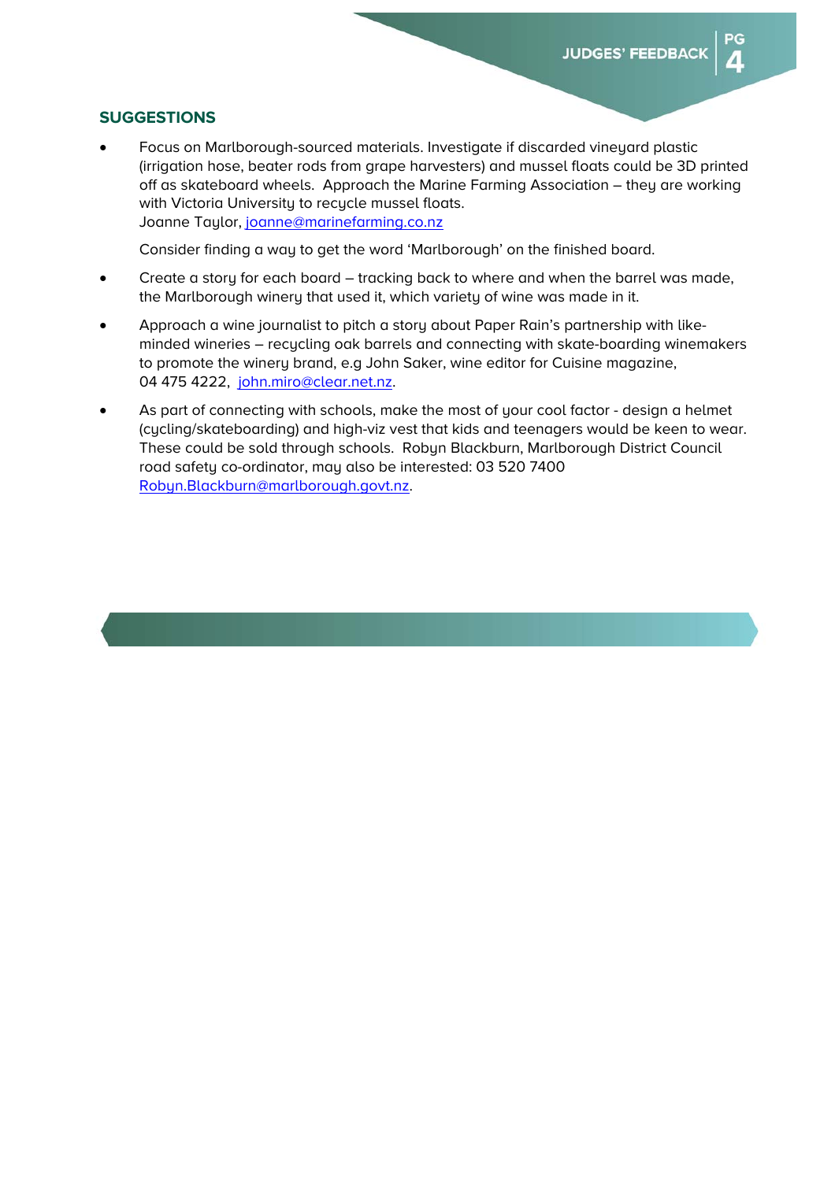## SUGGESTIONS

- Focus on Marlborough-sourced materials. Investigate if discarded vineyard plastic (irrigation hose, beater rods from grape harvesters) and mussel floats could be 3D printed off as skateboard wheels. Approach the Marine Farming Association – they are working with Victoria University to recycle mussel floats.
  Joanne Taylor, joanne@marinefarming.co.nz

  Consider finding a way to get the word 'Marlborough' on the finished board.

- Create a story for each board – tracking back to where and when the barrel was made, the Marlborough winery that used it, which variety of wine was made in it.

- Approach a wine journalist to pitch a story about Paper Rain's partnership with like-minded wineries – recycling oak barrels and connecting with skate-boarding winemakers to promote the winery brand, e.g John Saker, wine editor for Cuisine magazine, 04 475 4222, john.miro@clear.net.nz.

- As part of connecting with schools, make the most of your cool factor - design a helmet (cycling/skateboarding) and high-viz vest that kids and teenagers would be keen to wear. These could be sold through schools. Robyn Blackburn, Marlborough District Council road safety co-ordinator, may also be interested: 03 520 7400 Robyn.Blackburn@marlborough.govt.nz.